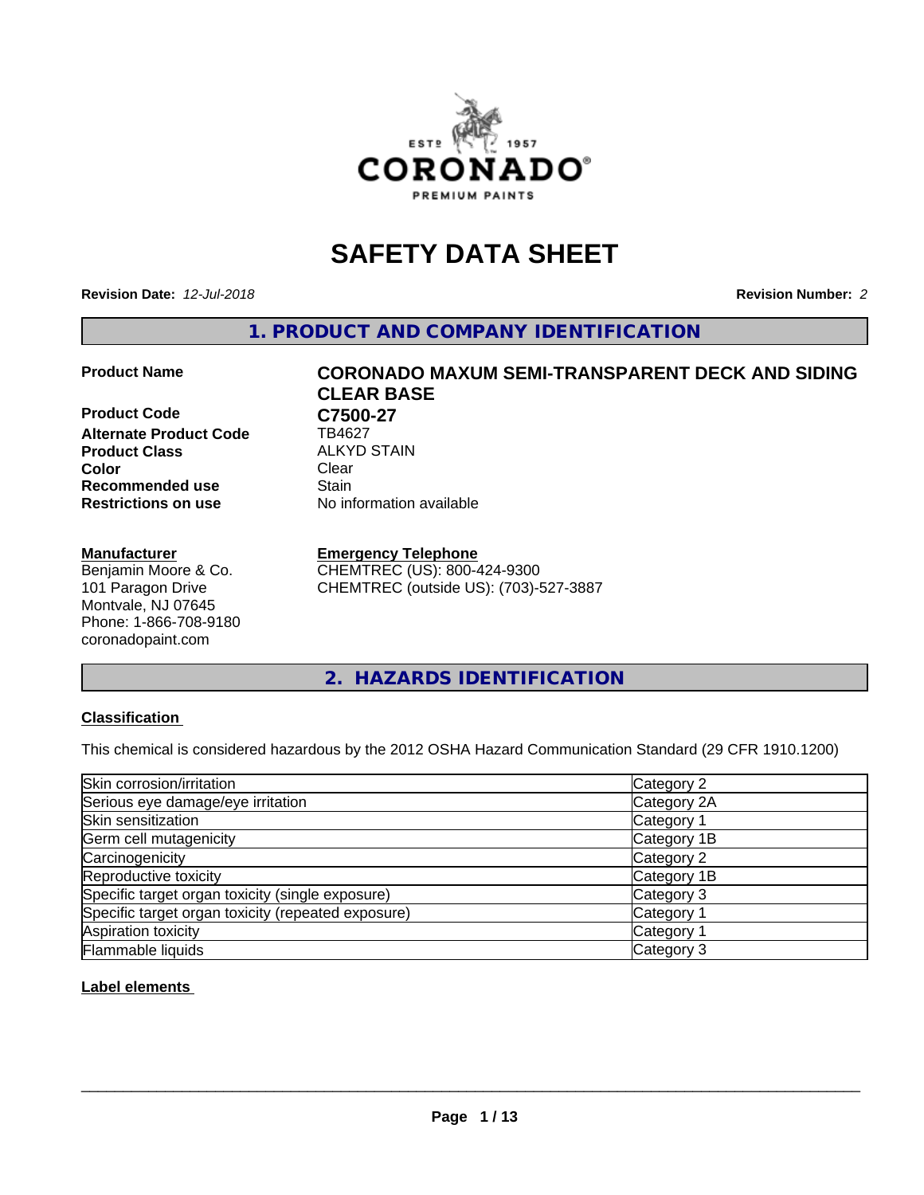# SAFETY DATA SHEET

**Revision Date:** *12-Jul-2018* **Revision Number:** *2*

## 1. PRODUCT AND COMPANY IDENTIFICATION

| | |
|---|---|
| **Product Name** | **CORONADO MAXUM SEMI-TRANSPARENT DECK AND SIDING CLEAR BASE** |
| **Product Code** | **C7500-27** |
| **Alternate Product Code** | TB4627 |
| **Product Class** | ALKYD STAIN |
| **Color** | Clear |
| **Recommended use** | Stain |
| **Restrictions on use** | No information available |

**Manufacturer**
Benjamin Moore & Co.
101 Paragon Drive
Montvale, NJ 07645
Phone: 1-866-708-9180
coronadopaint.com

**Emergency Telephone**
CHEMTREC (US): 800-424-9300
CHEMTREC (outside US): (703)-527-3887

## 2. HAZARDS IDENTIFICATION

### Classification

This chemical is considered hazardous by the 2012 OSHA Hazard Communication Standard (29 CFR 1910.1200)

| | |
|---|---|
| Skin corrosion/irritation | Category 2 |
| Serious eye damage/eye irritation | Category 2A |
| Skin sensitization | Category 1 |
| Germ cell mutagenicity | Category 1B |
| Carcinogenicity | Category 2 |
| Reproductive toxicity | Category 1B |
| Specific target organ toxicity (single exposure) | Category 3 |
| Specific target organ toxicity (repeated exposure) | Category 1 |
| Aspiration toxicity | Category 1 |
| Flammable liquids | Category 3 |

### Label elements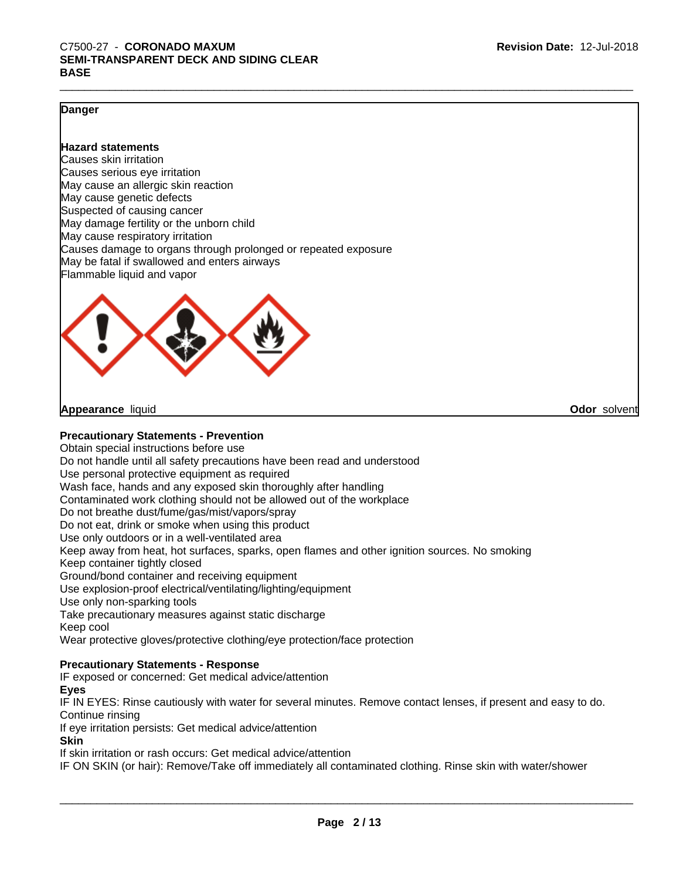**Danger**

**Hazard statements**

Causes skin irritation
Causes serious eye irritation
May cause an allergic skin reaction
May cause genetic defects
Suspected of causing cancer
May damage fertility or the unborn child
May cause respiratory irritation
Causes damage to organs through prolonged or repeated exposure
May be fatal if swallowed and enters airways
Flammable liquid and vapor

**Appearance** liquid **Odor** solvent

**Precautionary Statements - Prevention**

Obtain special instructions before use
Do not handle until all safety precautions have been read and understood
Use personal protective equipment as required
Wash face, hands and any exposed skin thoroughly after handling
Contaminated work clothing should not be allowed out of the workplace
Do not breathe dust/fume/gas/mist/vapors/spray
Do not eat, drink or smoke when using this product
Use only outdoors or in a well-ventilated area
Keep away from heat, hot surfaces, sparks, open flames and other ignition sources. No smoking
Keep container tightly closed
Ground/bond container and receiving equipment
Use explosion-proof electrical/ventilating/lighting/equipment
Use only non-sparking tools
Take precautionary measures against static discharge
Keep cool
Wear protective gloves/protective clothing/eye protection/face protection

**Precautionary Statements - Response**

IF exposed or concerned: Get medical advice/attention

**Eyes**

IF IN EYES: Rinse cautiously with water for several minutes. Remove contact lenses, if present and easy to do. Continue rinsing
If eye irritation persists: Get medical advice/attention

**Skin**

If skin irritation or rash occurs: Get medical advice/attention
IF ON SKIN (or hair): Remove/Take off immediately all contaminated clothing. Rinse skin with water/shower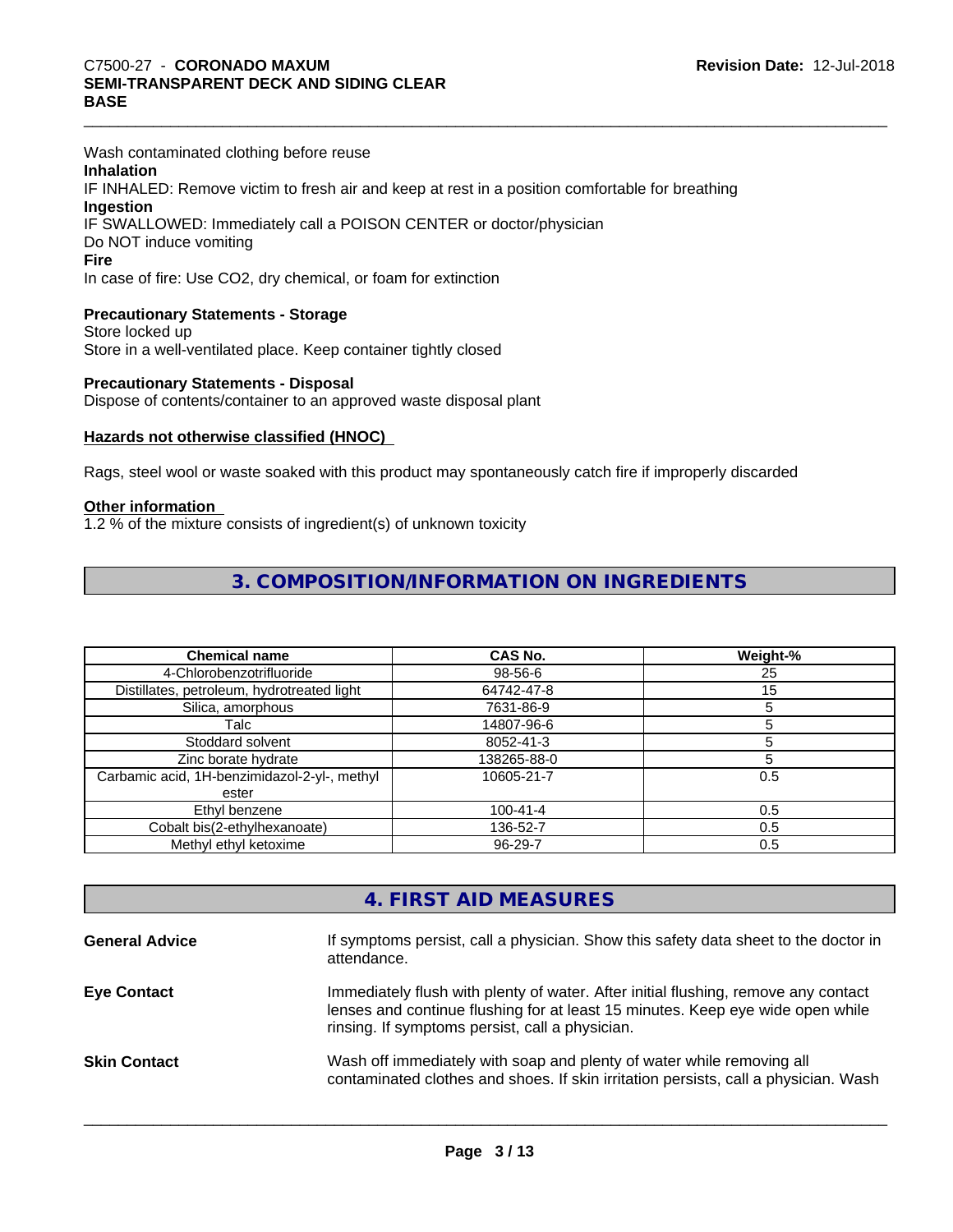Wash contaminated clothing before reuse

**Inhalation**

IF INHALED: Remove victim to fresh air and keep at rest in a position comfortable for breathing

**Ingestion**

IF SWALLOWED: Immediately call a POISON CENTER or doctor/physician

Do NOT induce vomiting

**Fire**

In case of fire: Use CO2, dry chemical, or foam for extinction

**Precautionary Statements - Storage**

Store locked up

Store in a well-ventilated place. Keep container tightly closed

**Precautionary Statements - Disposal**

Dispose of contents/container to an approved waste disposal plant

**Hazards not otherwise classified (HNOC)**

Rags, steel wool or waste soaked with this product may spontaneously catch fire if improperly discarded

**Other information**

1.2 % of the mixture consists of ingredient(s) of unknown toxicity

## 3. COMPOSITION/INFORMATION ON INGREDIENTS

| Chemical name | CAS No. | Weight-% |
|---|---|---|
| 4-Chlorobenzotrifluoride | 98-56-6 | 25 |
| Distillates, petroleum, hydrotreated light | 64742-47-8 | 15 |
| Silica, amorphous | 7631-86-9 | 5 |
| Talc | 14807-96-6 | 5 |
| Stoddard solvent | 8052-41-3 | 5 |
| Zinc borate hydrate | 138265-88-0 | 5 |
| Carbamic acid, 1H-benzimidazol-2-yl-, methyl ester | 10605-21-7 | 0.5 |
| Ethyl benzene | 100-41-4 | 0.5 |
| Cobalt bis(2-ethylhexanoate) | 136-52-7 | 0.5 |
| Methyl ethyl ketoxime | 96-29-7 | 0.5 |

## 4. FIRST AID MEASURES

**General Advice** If symptoms persist, call a physician. Show this safety data sheet to the doctor in attendance.

**Eye Contact** Immediately flush with plenty of water. After initial flushing, remove any contact lenses and continue flushing for at least 15 minutes. Keep eye wide open while rinsing. If symptoms persist, call a physician.

**Skin Contact** Wash off immediately with soap and plenty of water while removing all contaminated clothes and shoes. If skin irritation persists, call a physician. Wash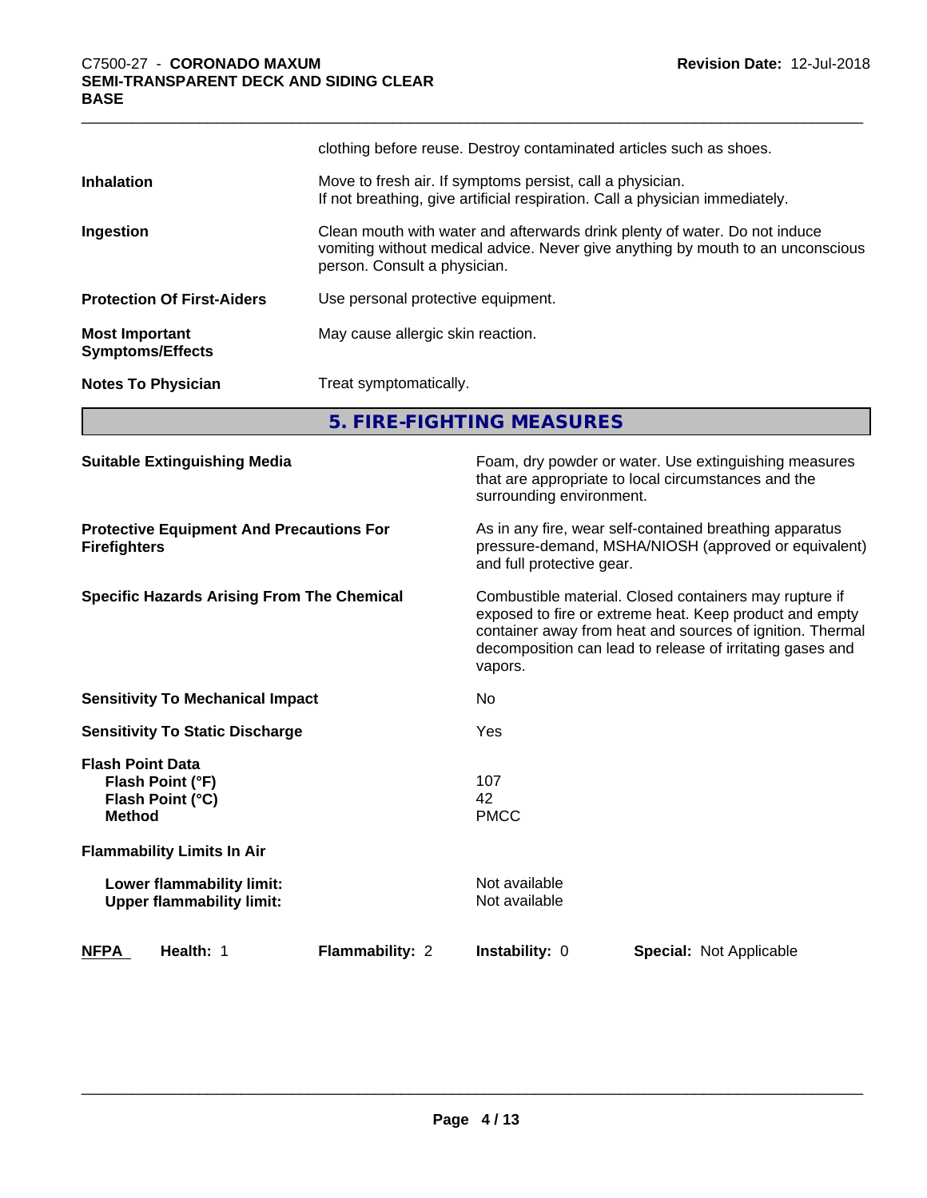| | |
|---|---|
| | clothing before reuse. Destroy contaminated articles such as shoes. |
| **Inhalation** | Move to fresh air. If symptoms persist, call a physician.<br>If not breathing, give artificial respiration. Call a physician immediately. |
| **Ingestion** | Clean mouth with water and afterwards drink plenty of water. Do not induce vomiting without medical advice. Never give anything by mouth to an unconscious person. Consult a physician. |
| **Protection Of First-Aiders** | Use personal protective equipment. |
| **Most Important Symptoms/Effects** | May cause allergic skin reaction. |
| **Notes To Physician** | Treat symptomatically. |

## 5. FIRE-FIGHTING MEASURES

| | |
|---|---|
| **Suitable Extinguishing Media** | Foam, dry powder or water. Use extinguishing measures that are appropriate to local circumstances and the surrounding environment. |
| **Protective Equipment And Precautions For Firefighters** | As in any fire, wear self-contained breathing apparatus pressure-demand, MSHA/NIOSH (approved or equivalent) and full protective gear. |
| **Specific Hazards Arising From The Chemical** | Combustible material. Closed containers may rupture if exposed to fire or extreme heat. Keep product and empty container away from heat and sources of ignition. Thermal decomposition can lead to release of irritating gases and vapors. |
| **Sensitivity To Mechanical Impact** | No |
| **Sensitivity To Static Discharge** | Yes |
| **Flash Point Data** | |
| **Flash Point (°F)** | 107 |
| **Flash Point (°C)** | 42 |
| **Method** | PMCC |
| **Flammability Limits In Air** | |
| **Lower flammability limit:** | Not available |
| **Upper flammability limit:** | Not available |

| NFPA | Health: 1 | Flammability: 2 | Instability: 0 | Special: Not Applicable |
|---|---|---|---|---|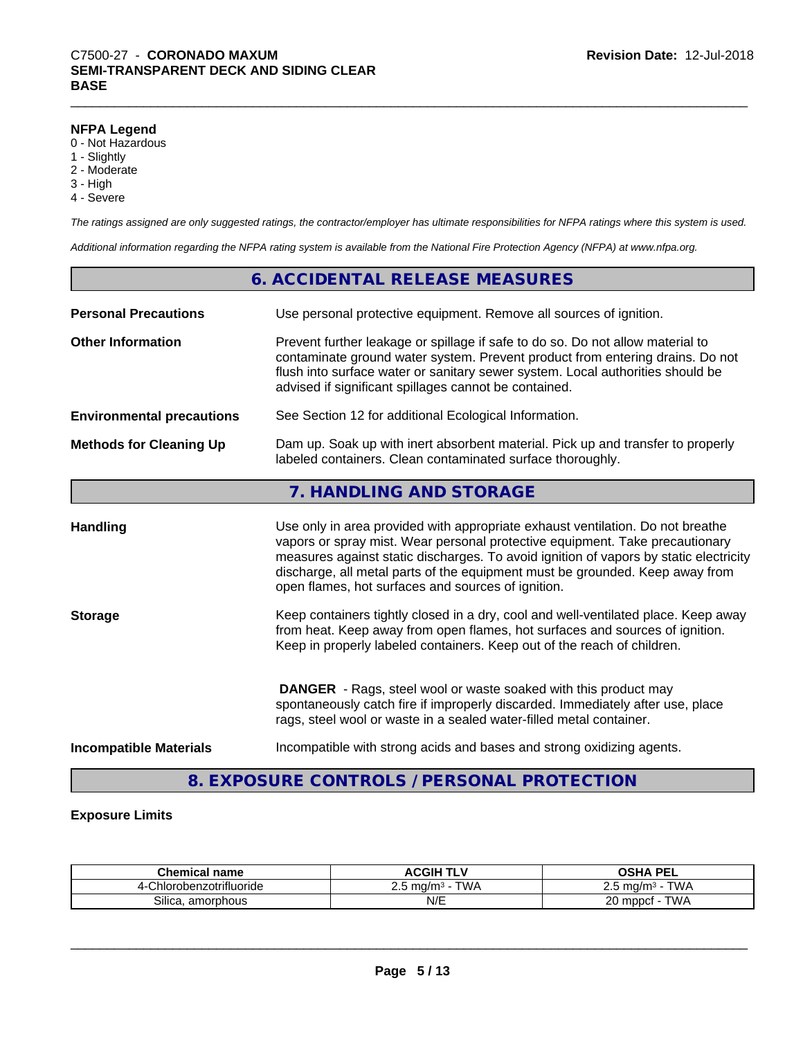**NFPA Legend**

- 0 - Not Hazardous
- 1 - Slightly
- 2 - Moderate
- 3 - High
- 4 - Severe

*The ratings assigned are only suggested ratings, the contractor/employer has ultimate responsibilities for NFPA ratings where this system is used.*

*Additional information regarding the NFPA rating system is available from the National Fire Protection Agency (NFPA) at www.nfpa.org.*

## 6. ACCIDENTAL RELEASE MEASURES

**Personal Precautions**
Use personal protective equipment. Remove all sources of ignition.

**Other Information**
Prevent further leakage or spillage if safe to do so. Do not allow material to contaminate ground water system. Prevent product from entering drains. Do not flush into surface water or sanitary sewer system. Local authorities should be advised if significant spillages cannot be contained.

**Environmental precautions**
See Section 12 for additional Ecological Information.

**Methods for Cleaning Up**
Dam up. Soak up with inert absorbent material. Pick up and transfer to properly labeled containers. Clean contaminated surface thoroughly.

## 7. HANDLING AND STORAGE

**Handling**
Use only in area provided with appropriate exhaust ventilation. Do not breathe vapors or spray mist. Wear personal protective equipment. Take precautionary measures against static discharges. To avoid ignition of vapors by static electricity discharge, all metal parts of the equipment must be grounded. Keep away from open flames, hot surfaces and sources of ignition.

**Storage**
Keep containers tightly closed in a dry, cool and well-ventilated place. Keep away from heat. Keep away from open flames, hot surfaces and sources of ignition. Keep in properly labeled containers. Keep out of the reach of children.

**DANGER** - Rags, steel wool or waste soaked with this product may spontaneously catch fire if improperly discarded. Immediately after use, place rags, steel wool or waste in a sealed water-filled metal container.

**Incompatible Materials**
Incompatible with strong acids and bases and strong oxidizing agents.

## 8. EXPOSURE CONTROLS / PERSONAL PROTECTION

**Exposure Limits**

| Chemical name | ACGIH TLV | OSHA PEL |
|---|---|---|
| 4-Chlorobenzotrifluoride | 2.5 mg/m³ - TWA | 2.5 mg/m³ - TWA |
| Silica, amorphous | N/E | 20 mppcf - TWA |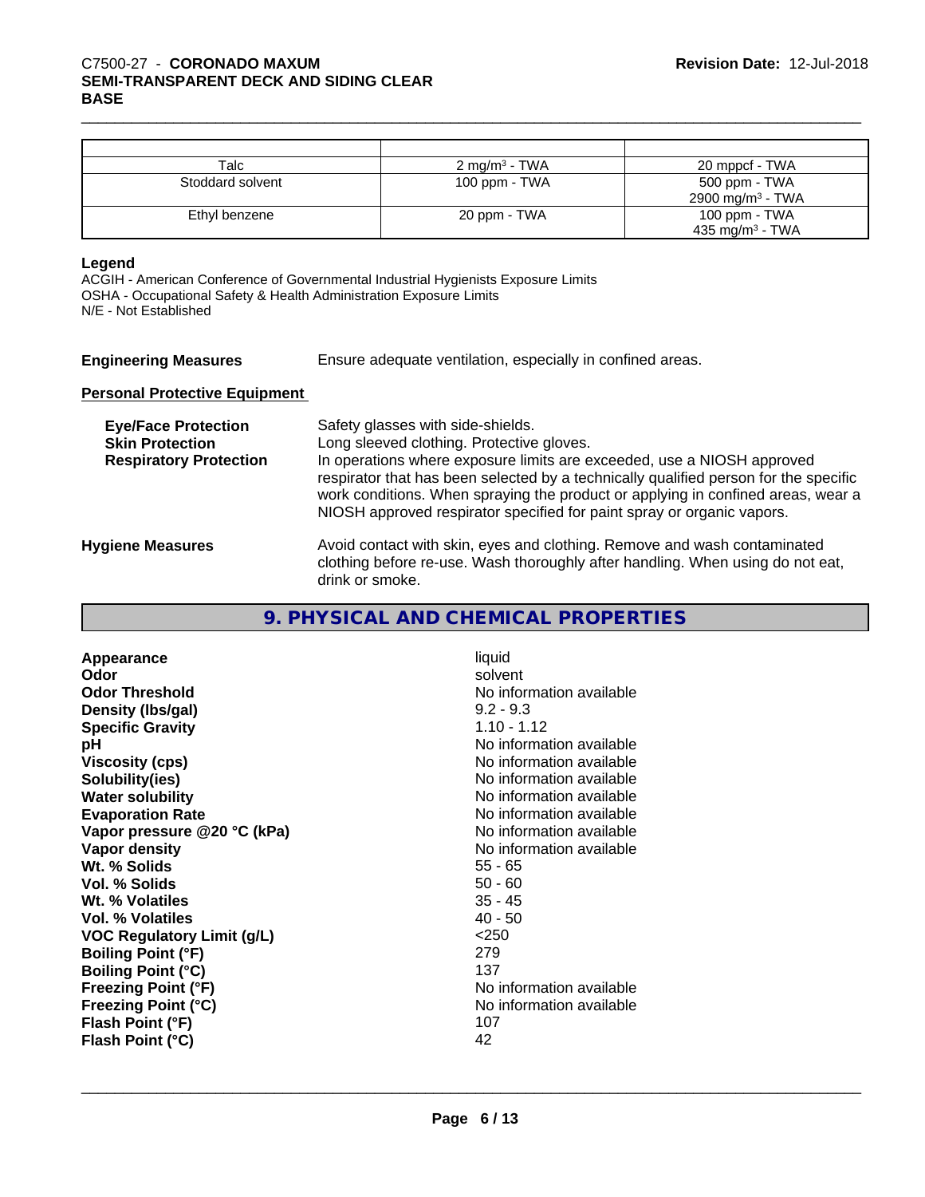| | | |
|---|---|---|
| Talc | 2 mg/m³ - TWA | 20 mppcf - TWA |
| Stoddard solvent | 100 ppm - TWA | 500 ppm - TWA<br>2900 mg/m³ - TWA |
| Ethyl benzene | 20 ppm - TWA | 100 ppm - TWA<br>435 mg/m³ - TWA |

**Legend**

ACGIH - American Conference of Governmental Industrial Hygienists Exposure Limits
OSHA - Occupational Safety & Health Administration Exposure Limits
N/E - Not Established

**Engineering Measures** Ensure adequate ventilation, especially in confined areas.

**Personal Protective Equipment**

**Eye/Face Protection** Safety glasses with side-shields.

**Skin Protection** Long sleeved clothing. Protective gloves.

**Respiratory Protection** In operations where exposure limits are exceeded, use a NIOSH approved respirator that has been selected by a technically qualified person for the specific work conditions. When spraying the product or applying in confined areas, wear a NIOSH approved respirator specified for paint spray or organic vapors.

**Hygiene Measures** Avoid contact with skin, eyes and clothing. Remove and wash contaminated clothing before re-use. Wash thoroughly after handling. When using do not eat, drink or smoke.

## 9. PHYSICAL AND CHEMICAL PROPERTIES

| | |
|---|---|
| **Appearance** | liquid |
| **Odor** | solvent |
| **Odor Threshold** | No information available |
| **Density (lbs/gal)** | 9.2 - 9.3 |
| **Specific Gravity** | 1.10 - 1.12 |
| **pH** | No information available |
| **Viscosity (cps)** | No information available |
| **Solubility(ies)** | No information available |
| **Water solubility** | No information available |
| **Evaporation Rate** | No information available |
| **Vapor pressure @20 °C (kPa)** | No information available |
| **Vapor density** | No information available |
| **Wt. % Solids** | 55 - 65 |
| **Vol. % Solids** | 50 - 60 |
| **Wt. % Volatiles** | 35 - 45 |
| **Vol. % Volatiles** | 40 - 50 |
| **VOC Regulatory Limit (g/L)** | <250 |
| **Boiling Point (°F)** | 279 |
| **Boiling Point (°C)** | 137 |
| **Freezing Point (°F)** | No information available |
| **Freezing Point (°C)** | No information available |
| **Flash Point (°F)** | 107 |
| **Flash Point (°C)** | 42 |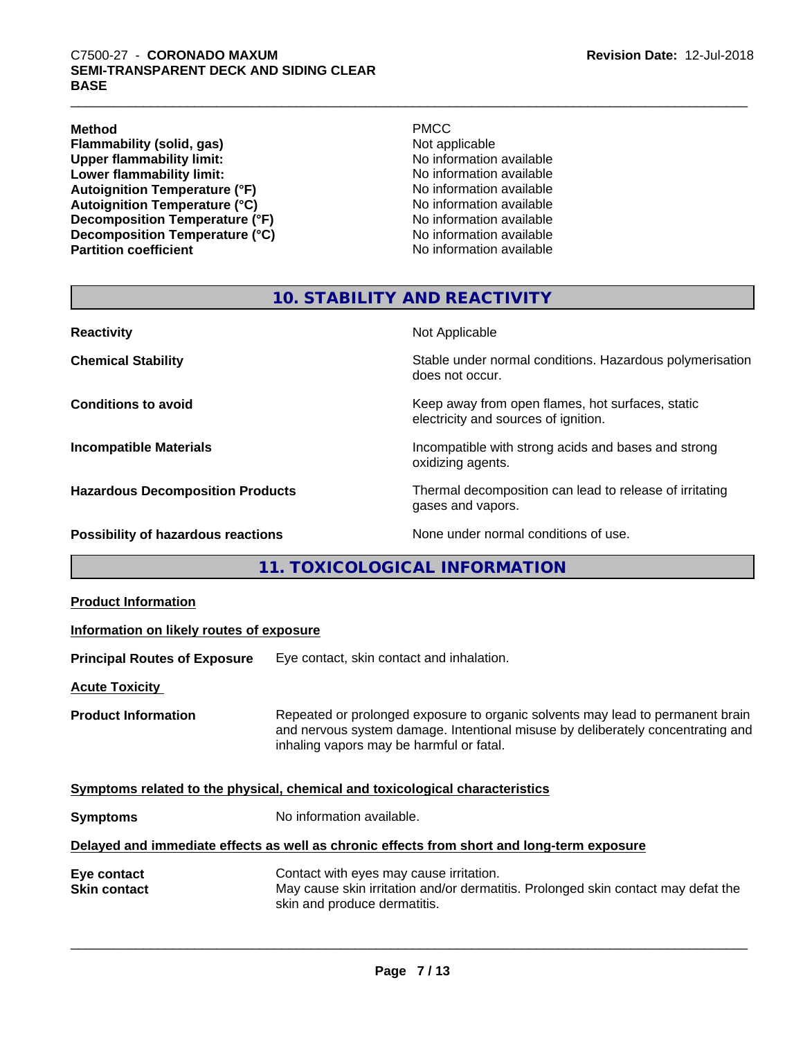| | |
|---|---|
| **Method** | PMCC |
| **Flammability (solid, gas)** | Not applicable |
| **Upper flammability limit:** | No information available |
| **Lower flammability limit:** | No information available |
| **Autoignition Temperature (°F)** | No information available |
| **Autoignition Temperature (°C)** | No information available |
| **Decomposition Temperature (°F)** | No information available |
| **Decomposition Temperature (°C)** | No information available |
| **Partition coefficient** | No information available |

## 10. STABILITY AND REACTIVITY

| | |
|---|---|
| **Reactivity** | Not Applicable |
| **Chemical Stability** | Stable under normal conditions. Hazardous polymerisation does not occur. |
| **Conditions to avoid** | Keep away from open flames, hot surfaces, static electricity and sources of ignition. |
| **Incompatible Materials** | Incompatible with strong acids and bases and strong oxidizing agents. |
| **Hazardous Decomposition Products** | Thermal decomposition can lead to release of irritating gases and vapors. |
| **Possibility of hazardous reactions** | None under normal conditions of use. |

## 11. TOXICOLOGICAL INFORMATION

**Product Information**

**Information on likely routes of exposure**

**Principal Routes of Exposure** Eye contact, skin contact and inhalation.

**Acute Toxicity**

**Product Information** Repeated or prolonged exposure to organic solvents may lead to permanent brain and nervous system damage. Intentional misuse by deliberately concentrating and inhaling vapors may be harmful or fatal.

**Symptoms related to the physical, chemical and toxicological characteristics**

**Symptoms** No information available.

**Delayed and immediate effects as well as chronic effects from short and long-term exposure**

**Eye contact** Contact with eyes may cause irritation.

**Skin contact** May cause skin irritation and/or dermatitis. Prolonged skin contact may defat the skin and produce dermatitis.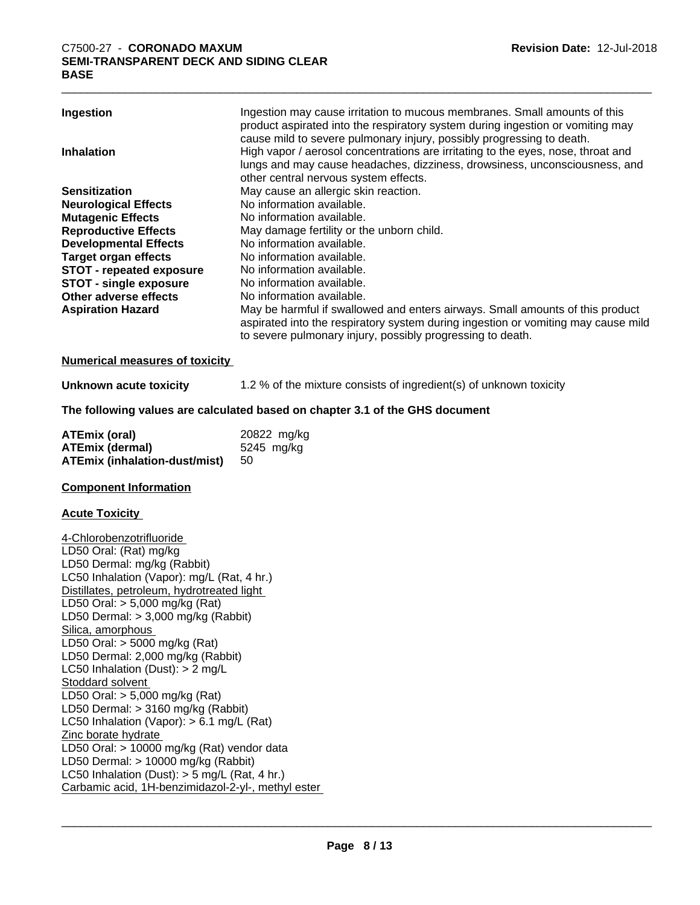| | |
|---|---|
| **Ingestion** | Ingestion may cause irritation to mucous membranes. Small amounts of this product aspirated into the respiratory system during ingestion or vomiting may cause mild to severe pulmonary injury, possibly progressing to death. |
| **Inhalation** | High vapor / aerosol concentrations are irritating to the eyes, nose, throat and lungs and may cause headaches, dizziness, drowsiness, unconsciousness, and other central nervous system effects. |
| **Sensitization** | May cause an allergic skin reaction. |
| **Neurological Effects** | No information available. |
| **Mutagenic Effects** | No information available. |
| **Reproductive Effects** | May damage fertility or the unborn child. |
| **Developmental Effects** | No information available. |
| **Target organ effects** | No information available. |
| **STOT - repeated exposure** | No information available. |
| **STOT - single exposure** | No information available. |
| **Other adverse effects** | No information available. |
| **Aspiration Hazard** | May be harmful if swallowed and enters airways. Small amounts of this product aspirated into the respiratory system during ingestion or vomiting may cause mild to severe pulmonary injury, possibly progressing to death. |

**Numerical measures of toxicity**

**Unknown acute toxicity** 1.2 % of the mixture consists of ingredient(s) of unknown toxicity

**The following values are calculated based on chapter 3.1 of the GHS document**

| | |
|---|---|
| **ATEmix (oral)** | 20822 mg/kg |
| **ATEmix (dermal)** | 5245 mg/kg |
| **ATEmix (inhalation-dust/mist)** | 50 |

**Component Information**

**Acute Toxicity**

4-Chlorobenzotrifluoride
LD50 Oral: (Rat) mg/kg
LD50 Dermal: mg/kg (Rabbit)
LC50 Inhalation (Vapor): mg/L (Rat, 4 hr.)
Distillates, petroleum, hydrotreated light
LD50 Oral: > 5,000 mg/kg (Rat)
LD50 Dermal: > 3,000 mg/kg (Rabbit)
Silica, amorphous
LD50 Oral: > 5000 mg/kg (Rat)
LD50 Dermal: 2,000 mg/kg (Rabbit)
LC50 Inhalation (Dust): > 2 mg/L
Stoddard solvent
LD50 Oral: > 5,000 mg/kg (Rat)
LD50 Dermal: > 3160 mg/kg (Rabbit)
LC50 Inhalation (Vapor): > 6.1 mg/L (Rat)
Zinc borate hydrate
LD50 Oral: > 10000 mg/kg (Rat) vendor data
LD50 Dermal: > 10000 mg/kg (Rabbit)
LC50 Inhalation (Dust): > 5 mg/L (Rat, 4 hr.)
Carbamic acid, 1H-benzimidazol-2-yl-, methyl ester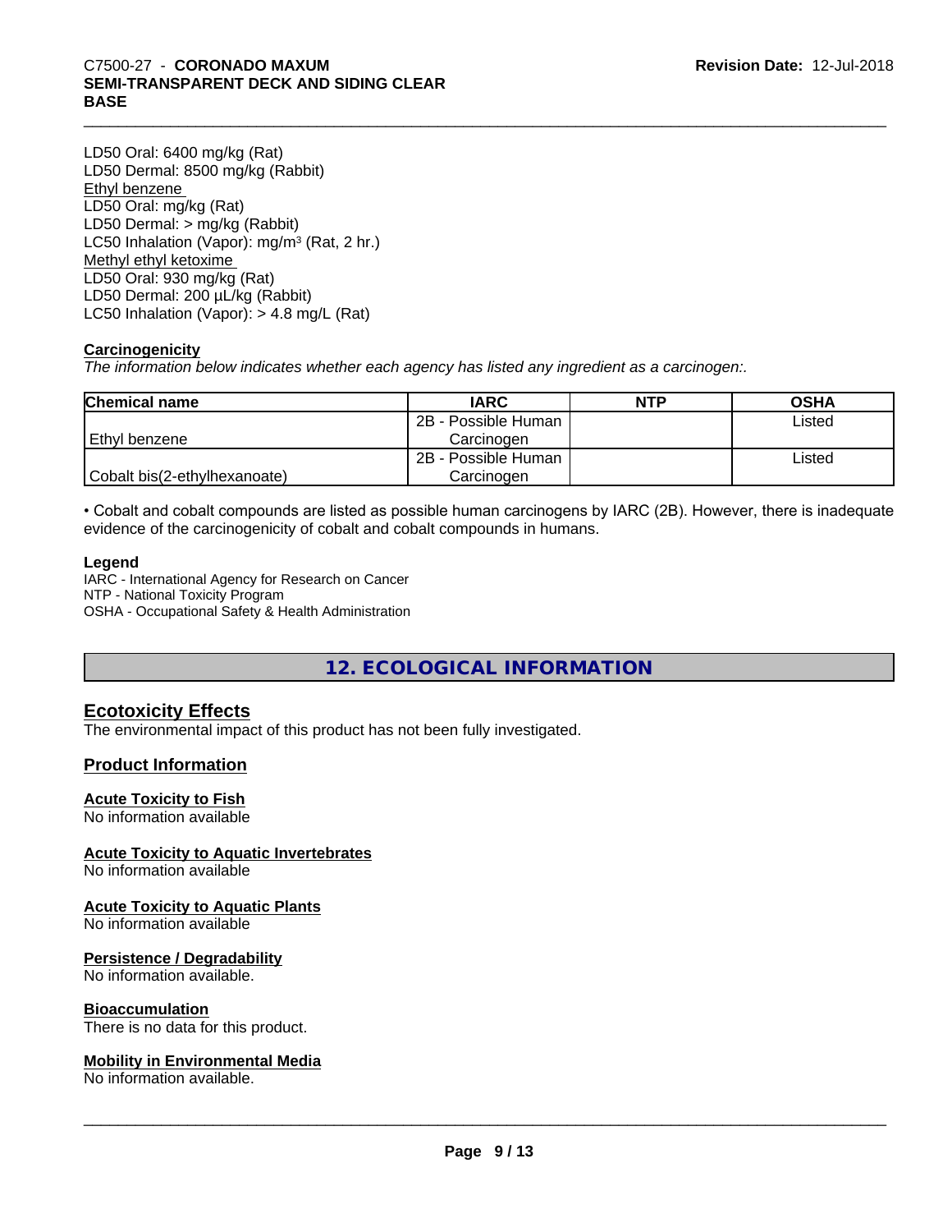LD50 Oral: 6400 mg/kg (Rat)
LD50 Dermal: 8500 mg/kg (Rabbit)
Ethyl benzene
LD50 Oral: mg/kg (Rat)
LD50 Dermal: > mg/kg (Rabbit)
LC50 Inhalation (Vapor): mg/m³ (Rat, 2 hr.)
Methyl ethyl ketoxime
LD50 Oral: 930 mg/kg (Rat)
LD50 Dermal: 200 µL/kg (Rabbit)
LC50 Inhalation (Vapor): > 4.8 mg/L (Rat)

**Carcinogenicity**

*The information below indicates whether each agency has listed any ingredient as a carcinogen:.*

| Chemical name | IARC | NTP | OSHA |
|---|---|---|---|
| Ethyl benzene | 2B - Possible Human Carcinogen | | Listed |
| Cobalt bis(2-ethylhexanoate) | 2B - Possible Human Carcinogen | | Listed |

• Cobalt and cobalt compounds are listed as possible human carcinogens by IARC (2B). However, there is inadequate evidence of the carcinogenicity of cobalt and cobalt compounds in humans.

**Legend**

IARC - International Agency for Research on Cancer
NTP - National Toxicity Program
OSHA - Occupational Safety & Health Administration

# 12. ECOLOGICAL INFORMATION

## Ecotoxicity Effects

The environmental impact of this product has not been fully investigated.

## Product Information

**Acute Toxicity to Fish**

No information available

**Acute Toxicity to Aquatic Invertebrates**

No information available

**Acute Toxicity to Aquatic Plants**

No information available

**Persistence / Degradability**

No information available.

**Bioaccumulation**

There is no data for this product.

**Mobility in Environmental Media**

No information available.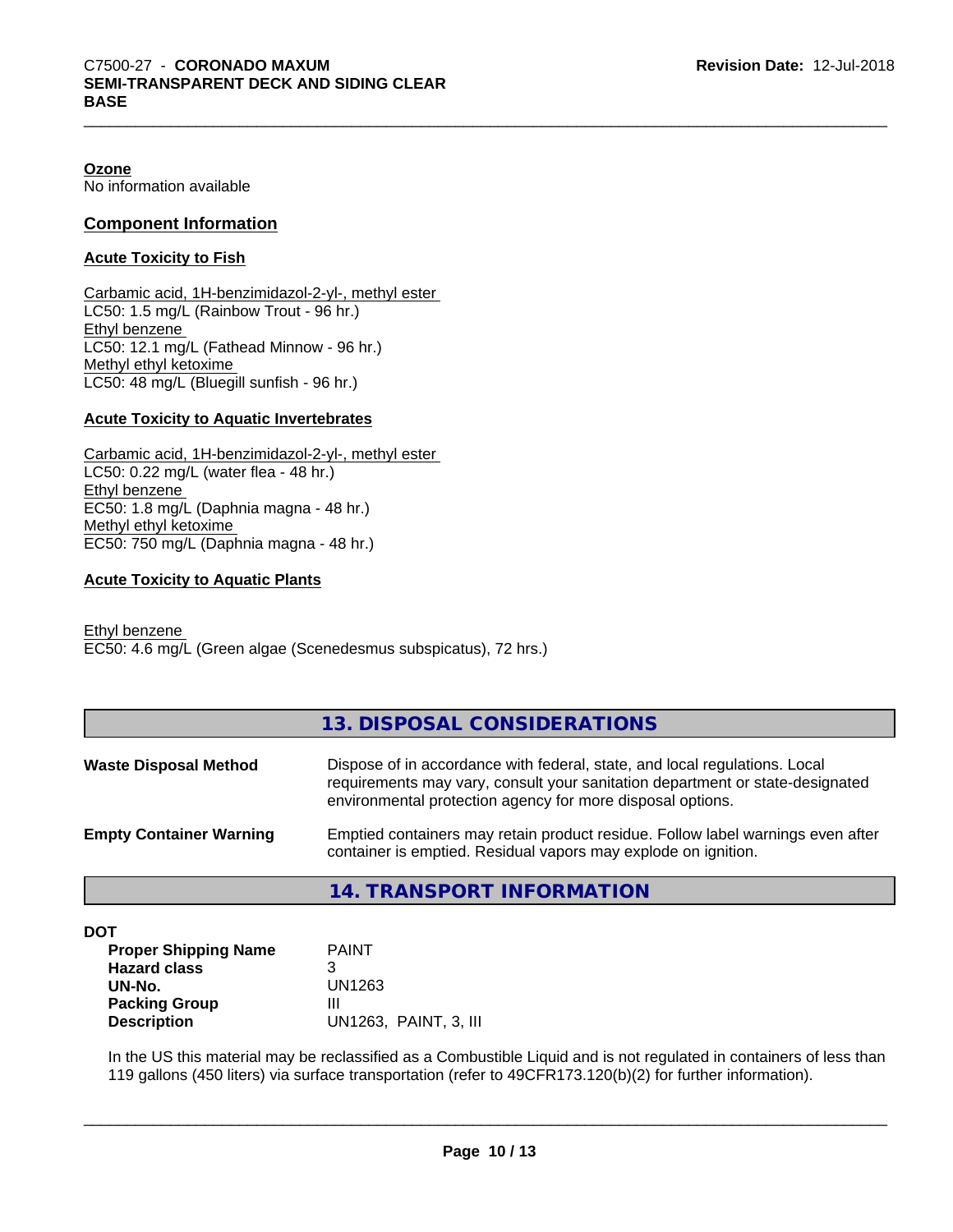**Ozone**
No information available

## Component Information

**Acute Toxicity to Fish**

Carbamic acid, 1H-benzimidazol-2-yl-, methyl ester
LC50: 1.5 mg/L (Rainbow Trout - 96 hr.)
Ethyl benzene
LC50: 12.1 mg/L (Fathead Minnow - 96 hr.)
Methyl ethyl ketoxime
LC50: 48 mg/L (Bluegill sunfish - 96 hr.)

**Acute Toxicity to Aquatic Invertebrates**

Carbamic acid, 1H-benzimidazol-2-yl-, methyl ester
LC50: 0.22 mg/L (water flea - 48 hr.)
Ethyl benzene
EC50: 1.8 mg/L (Daphnia magna - 48 hr.)
Methyl ethyl ketoxime
EC50: 750 mg/L (Daphnia magna - 48 hr.)

**Acute Toxicity to Aquatic Plants**

Ethyl benzene
EC50: 4.6 mg/L (Green algae (Scenedesmus subspicatus), 72 hrs.)

## 13. DISPOSAL CONSIDERATIONS

| | |
|---|---|
| **Waste Disposal Method** | Dispose of in accordance with federal, state, and local regulations. Local requirements may vary, consult your sanitation department or state-designated environmental protection agency for more disposal options. |
| **Empty Container Warning** | Emptied containers may retain product residue. Follow label warnings even after container is emptied. Residual vapors may explode on ignition. |

## 14. TRANSPORT INFORMATION

**DOT**

| | |
|---|---|
| **Proper Shipping Name** | PAINT |
| **Hazard class** | 3 |
| **UN-No.** | UN1263 |
| **Packing Group** | III |
| **Description** | UN1263, PAINT, 3, III |

In the US this material may be reclassified as a Combustible Liquid and is not regulated in containers of less than 119 gallons (450 liters) via surface transportation (refer to 49CFR173.120(b)(2) for further information).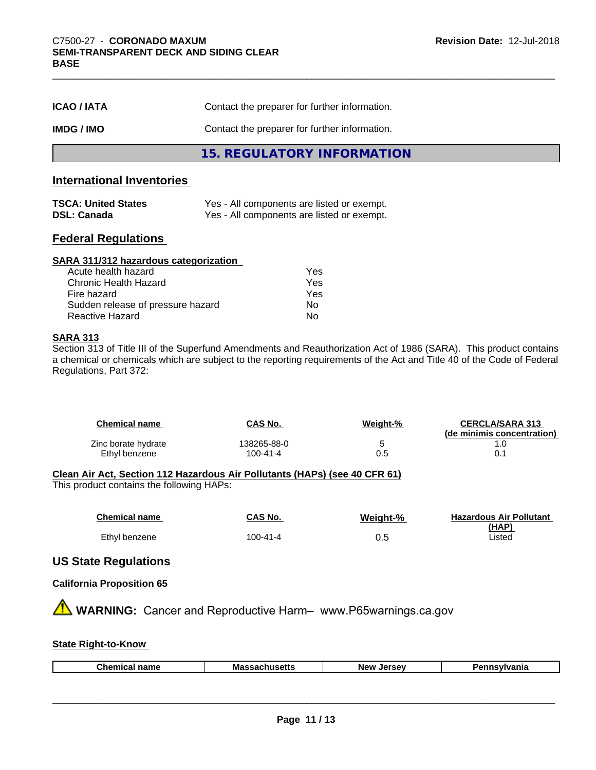| | |
|---|---|
| **ICAO / IATA** | Contact the preparer for further information. |
| **IMDG / IMO** | Contact the preparer for further information. |

## 15. REGULATORY INFORMATION

### International Inventories

| | |
|---|---|
| **TSCA: United States** | Yes - All components are listed or exempt. |
| **DSL: Canada** | Yes - All components are listed or exempt. |

### Federal Regulations

**SARA 311/312 hazardous categorization**

| | |
|---|---|
| Acute health hazard | Yes |
| Chronic Health Hazard | Yes |
| Fire hazard | Yes |
| Sudden release of pressure hazard | No |
| Reactive Hazard | No |

**SARA 313**

Section 313 of Title III of the Superfund Amendments and Reauthorization Act of 1986 (SARA). This product contains a chemical or chemicals which are subject to the reporting requirements of the Act and Title 40 of the Code of Federal Regulations, Part 372:

| Chemical name | CAS No. | Weight-% | CERCLA/SARA 313 (de minimis concentration) |
|---|---|---|---|
| Zinc borate hydrate | 138265-88-0 | 5 | 1.0 |
| Ethyl benzene | 100-41-4 | 0.5 | 0.1 |

**Clean Air Act, Section 112 Hazardous Air Pollutants (HAPs) (see 40 CFR 61)**

This product contains the following HAPs:

| Chemical name | CAS No. | Weight-% | Hazardous Air Pollutant (HAP) |
|---|---|---|---|
| Ethyl benzene | 100-41-4 | 0.5 | Listed |

### US State Regulations

**California Proposition 65**

⚠ **WARNING:** Cancer and Reproductive Harm– www.P65warnings.ca.gov

**State Right-to-Know**

| Chemical name | Massachusetts | New Jersey | Pennsylvania |
|---|---|---|---|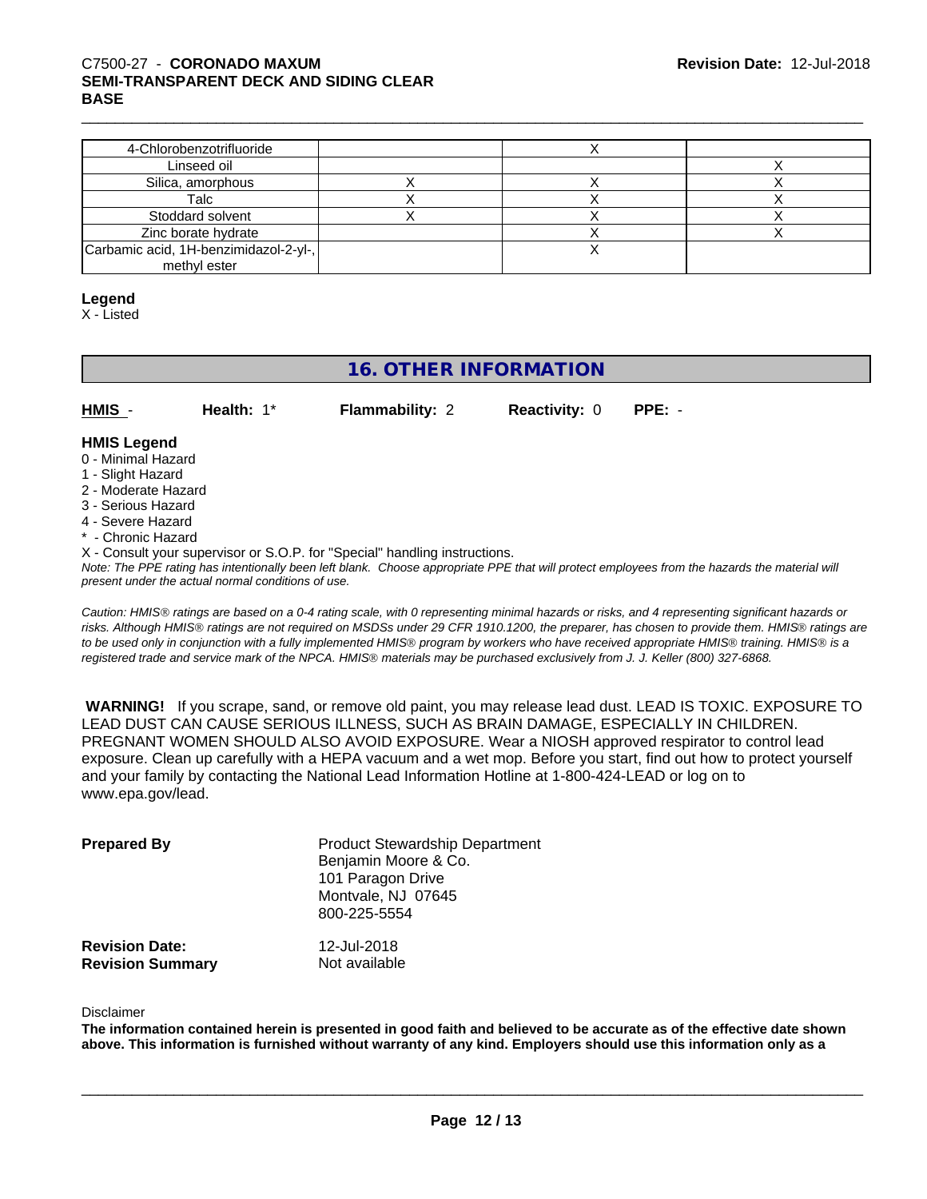| | | | |
|---|---|---|---|
| 4-Chlorobenzotrifluoride | | X | |
| Linseed oil | | | X |
| Silica, amorphous | X | X | X |
| Talc | X | X | X |
| Stoddard solvent | X | X | X |
| Zinc borate hydrate | | X | X |
| Carbamic acid, 1H-benzimidazol-2-yl-, methyl ester | | X | |

**Legend**
X - Listed

## 16. OTHER INFORMATION

**HMIS** - **Health:** 1* **Flammability:** 2 **Reactivity:** 0 **PPE:** -

**HMIS Legend**
0 - Minimal Hazard
1 - Slight Hazard
2 - Moderate Hazard
3 - Serious Hazard
4 - Severe Hazard
* - Chronic Hazard
X - Consult your supervisor or S.O.P. for "Special" handling instructions.

*Note: The PPE rating has intentionally been left blank. Choose appropriate PPE that will protect employees from the hazards the material will present under the actual normal conditions of use.*

*Caution: HMIS® ratings are based on a 0-4 rating scale, with 0 representing minimal hazards or risks, and 4 representing significant hazards or risks. Although HMIS® ratings are not required on MSDSs under 29 CFR 1910.1200, the preparer, has chosen to provide them. HMIS® ratings are to be used only in conjunction with a fully implemented HMIS® program by workers who have received appropriate HMIS® training. HMIS® is a registered trade and service mark of the NPCA. HMIS® materials may be purchased exclusively from J. J. Keller (800) 327-6868.*

**WARNING!** If you scrape, sand, or remove old paint, you may release lead dust. LEAD IS TOXIC. EXPOSURE TO LEAD DUST CAN CAUSE SERIOUS ILLNESS, SUCH AS BRAIN DAMAGE, ESPECIALLY IN CHILDREN. PREGNANT WOMEN SHOULD ALSO AVOID EXPOSURE. Wear a NIOSH approved respirator to control lead exposure. Clean up carefully with a HEPA vacuum and a wet mop. Before you start, find out how to protect yourself and your family by contacting the National Lead Information Hotline at 1-800-424-LEAD or log on to www.epa.gov/lead.

**Prepared By**
Product Stewardship Department
Benjamin Moore & Co.
101 Paragon Drive
Montvale, NJ 07645
800-225-5554

**Revision Date:** 12-Jul-2018
**Revision Summary** Not available

Disclaimer
**The information contained herein is presented in good faith and believed to be accurate as of the effective date shown above. This information is furnished without warranty of any kind. Employers should use this information only as a**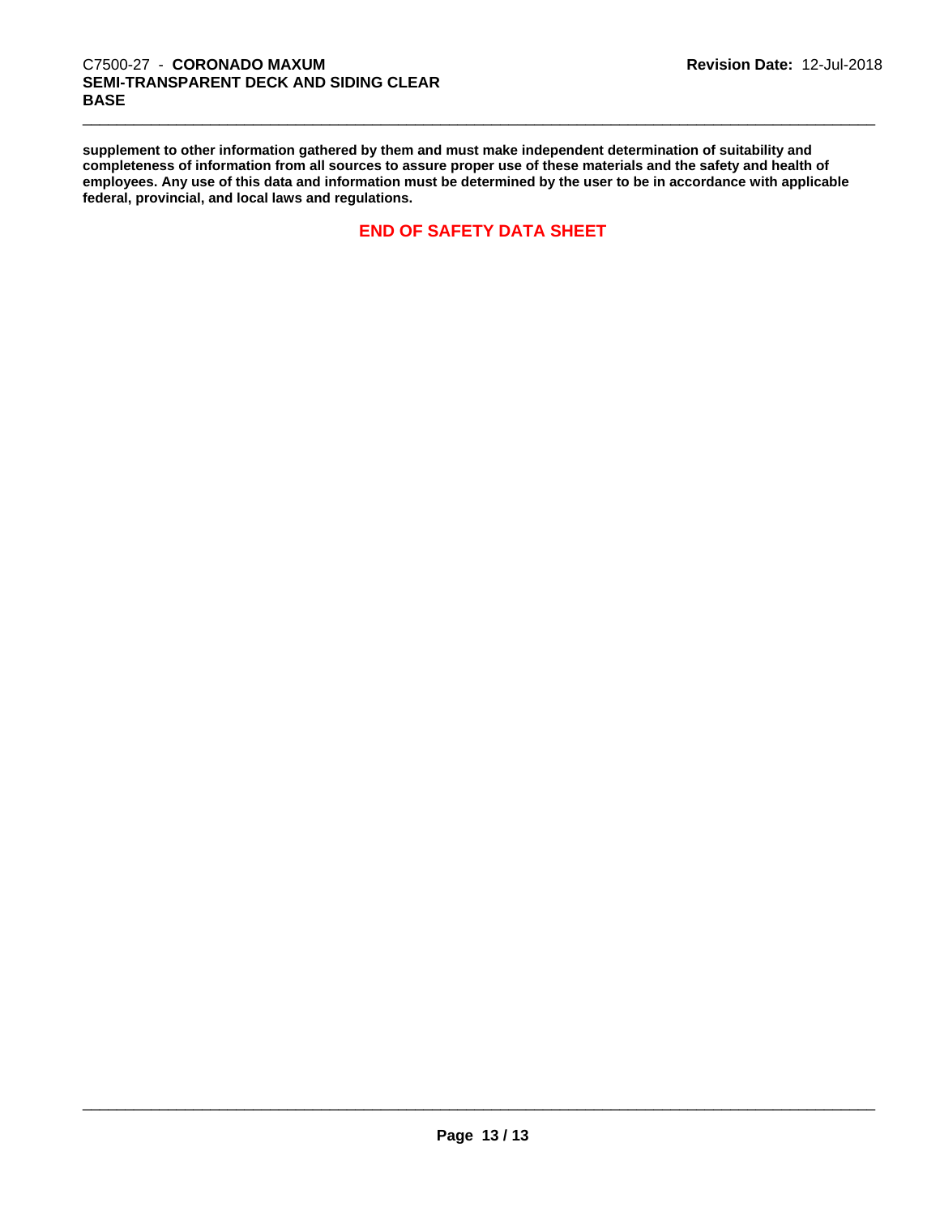**supplement to other information gathered by them and must make independent determination of suitability and completeness of information from all sources to assure proper use of these materials and the safety and health of employees. Any use of this data and information must be determined by the user to be in accordance with applicable federal, provincial, and local laws and regulations.**

**END OF SAFETY DATA SHEET**